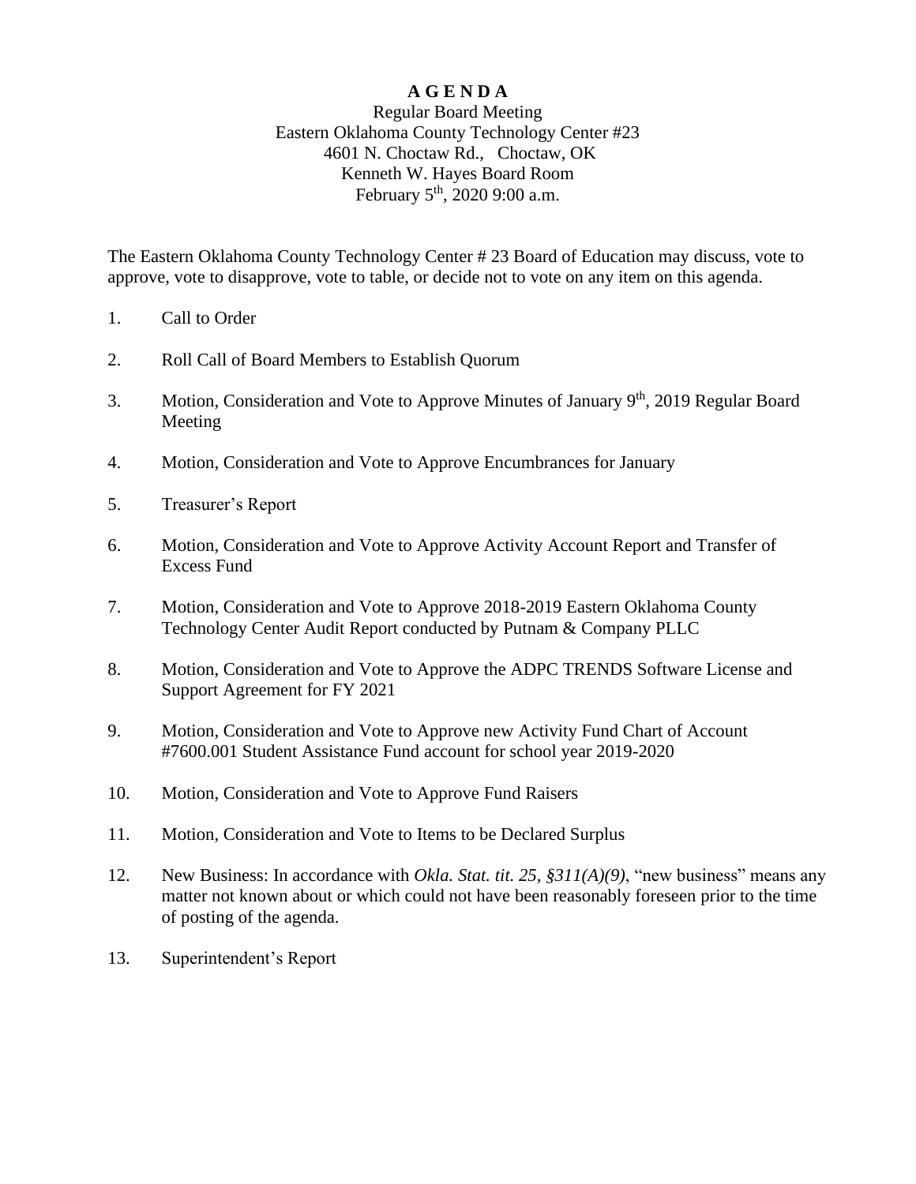# A G E N D A

Regular Board Meeting
Eastern Oklahoma County Technology Center #23
4601 N. Choctaw Rd., Choctaw, OK
Kenneth W. Hayes Board Room
February 5th, 2020 9:00 a.m.

The Eastern Oklahoma County Technology Center # 23 Board of Education may discuss, vote to approve, vote to disapprove, vote to table, or decide not to vote on any item on this agenda.

1. Call to Order
2. Roll Call of Board Members to Establish Quorum
3. Motion, Consideration and Vote to Approve Minutes of January 9th, 2019 Regular Board Meeting
4. Motion, Consideration and Vote to Approve Encumbrances for January
5. Treasurer's Report
6. Motion, Consideration and Vote to Approve Activity Account Report and Transfer of Excess Fund
7. Motion, Consideration and Vote to Approve 2018-2019 Eastern Oklahoma County Technology Center Audit Report conducted by Putnam & Company PLLC
8. Motion, Consideration and Vote to Approve the ADPC TRENDS Software License and Support Agreement for FY 2021
9. Motion, Consideration and Vote to Approve new Activity Fund Chart of Account #7600.001 Student Assistance Fund account for school year 2019-2020
10. Motion, Consideration and Vote to Approve Fund Raisers
11. Motion, Consideration and Vote to Items to be Declared Surplus
12. New Business: In accordance with *Okla. Stat. tit. 25, §311(A)(9)*, "new business" means any matter not known about or which could not have been reasonably foreseen prior to the time of posting of the agenda.
13. Superintendent's Report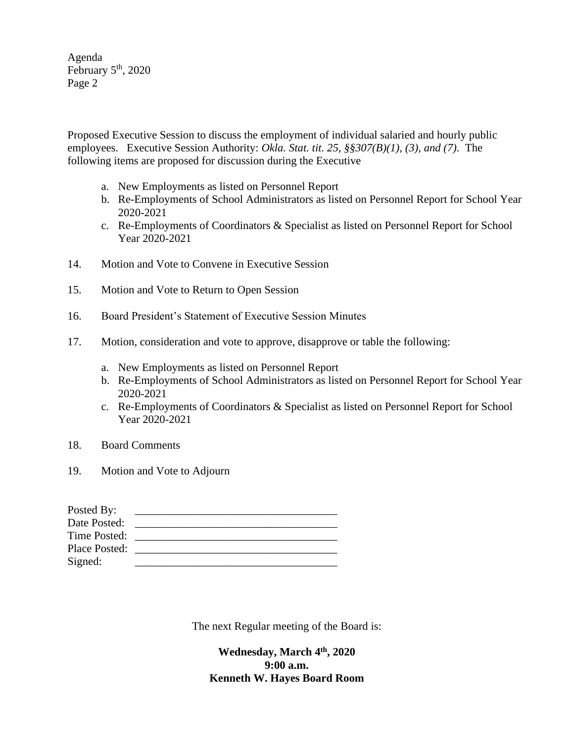Proposed Executive Session to discuss the employment of individual salaried and hourly public employees. Executive Session Authority: *Okla. Stat. tit. 25, §§307(B)(1), (3), and (7)*. The following items are proposed for discussion during the Executive

a. New Employments as listed on Personnel Report
b. Re-Employments of School Administrators as listed on Personnel Report for School Year 2020-2021
c. Re-Employments of Coordinators & Specialist as listed on Personnel Report for School Year 2020-2021

14. Motion and Vote to Convene in Executive Session

15. Motion and Vote to Return to Open Session

16. Board President's Statement of Executive Session Minutes

17. Motion, consideration and vote to approve, disapprove or table the following:

    a. New Employments as listed on Personnel Report
    b. Re-Employments of School Administrators as listed on Personnel Report for School Year 2020-2021
    c. Re-Employments of Coordinators & Specialist as listed on Personnel Report for School Year 2020-2021

18. Board Comments

19. Motion and Vote to Adjourn

Posted By: ____________________________________
Date Posted: ____________________________________
Time Posted: ____________________________________
Place Posted: ____________________________________
Signed: ____________________________________

The next Regular meeting of the Board is:

**Wednesday, March 4th, 2020**
**9:00 a.m.**
**Kenneth W. Hayes Board Room**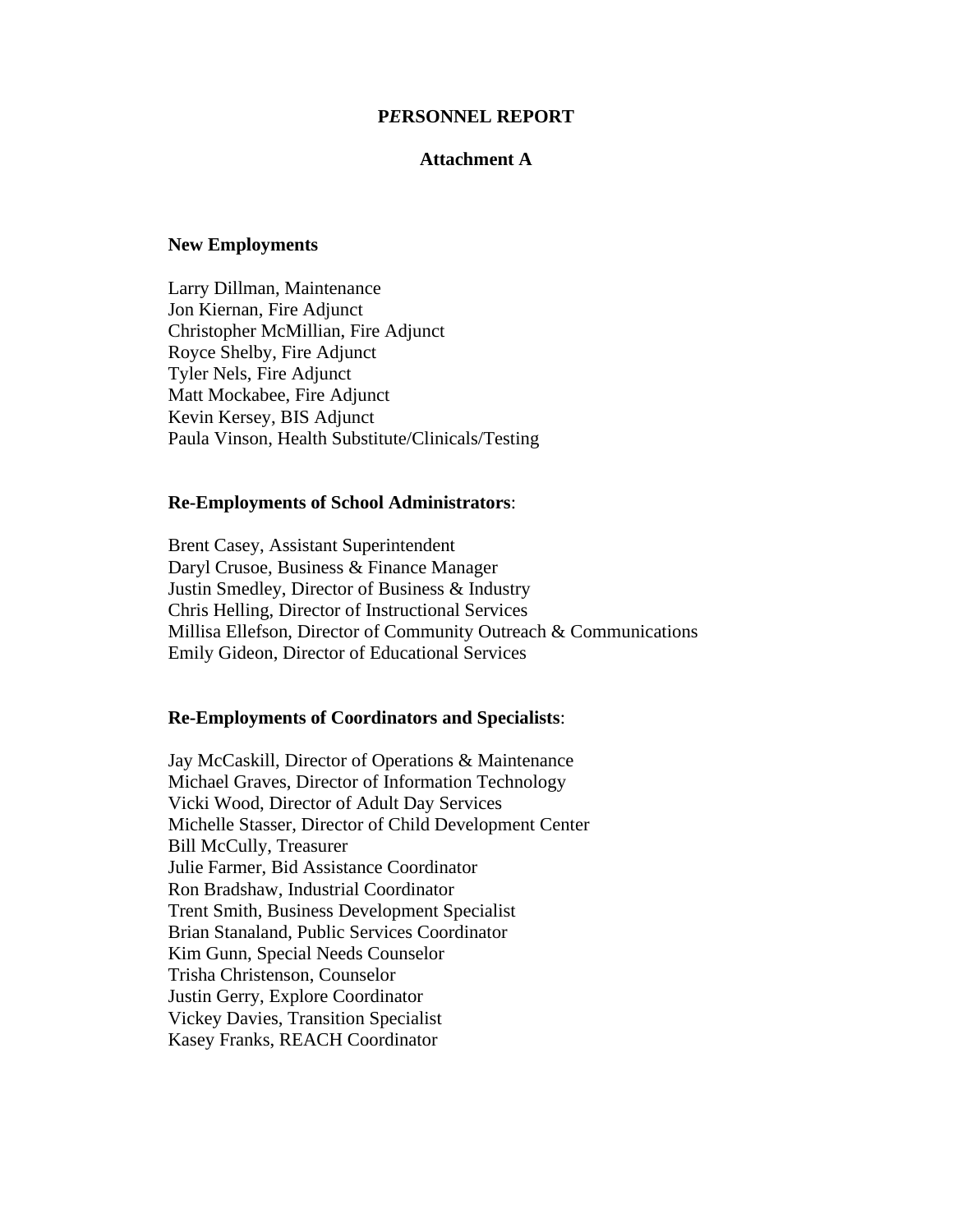## PERSONNEL REPORT

### Attachment A

**New Employments**

Larry Dillman, Maintenance
Jon Kiernan, Fire Adjunct
Christopher McMillian, Fire Adjunct
Royce Shelby, Fire Adjunct
Tyler Nels, Fire Adjunct
Matt Mockabee, Fire Adjunct
Kevin Kersey, BIS Adjunct
Paula Vinson, Health Substitute/Clinicals/Testing

**Re-Employments of School Administrators**:

Brent Casey, Assistant Superintendent
Daryl Crusoe, Business & Finance Manager
Justin Smedley, Director of Business & Industry
Chris Helling, Director of Instructional Services
Millisa Ellefson, Director of Community Outreach & Communications
Emily Gideon, Director of Educational Services

**Re-Employments of Coordinators and Specialists**:

Jay McCaskill, Director of Operations & Maintenance
Michael Graves, Director of Information Technology
Vicki Wood, Director of Adult Day Services
Michelle Stasser, Director of Child Development Center
Bill McCully, Treasurer
Julie Farmer, Bid Assistance Coordinator
Ron Bradshaw, Industrial Coordinator
Trent Smith, Business Development Specialist
Brian Stanaland, Public Services Coordinator
Kim Gunn, Special Needs Counselor
Trisha Christenson, Counselor
Justin Gerry, Explore Coordinator
Vickey Davies, Transition Specialist
Kasey Franks, REACH Coordinator